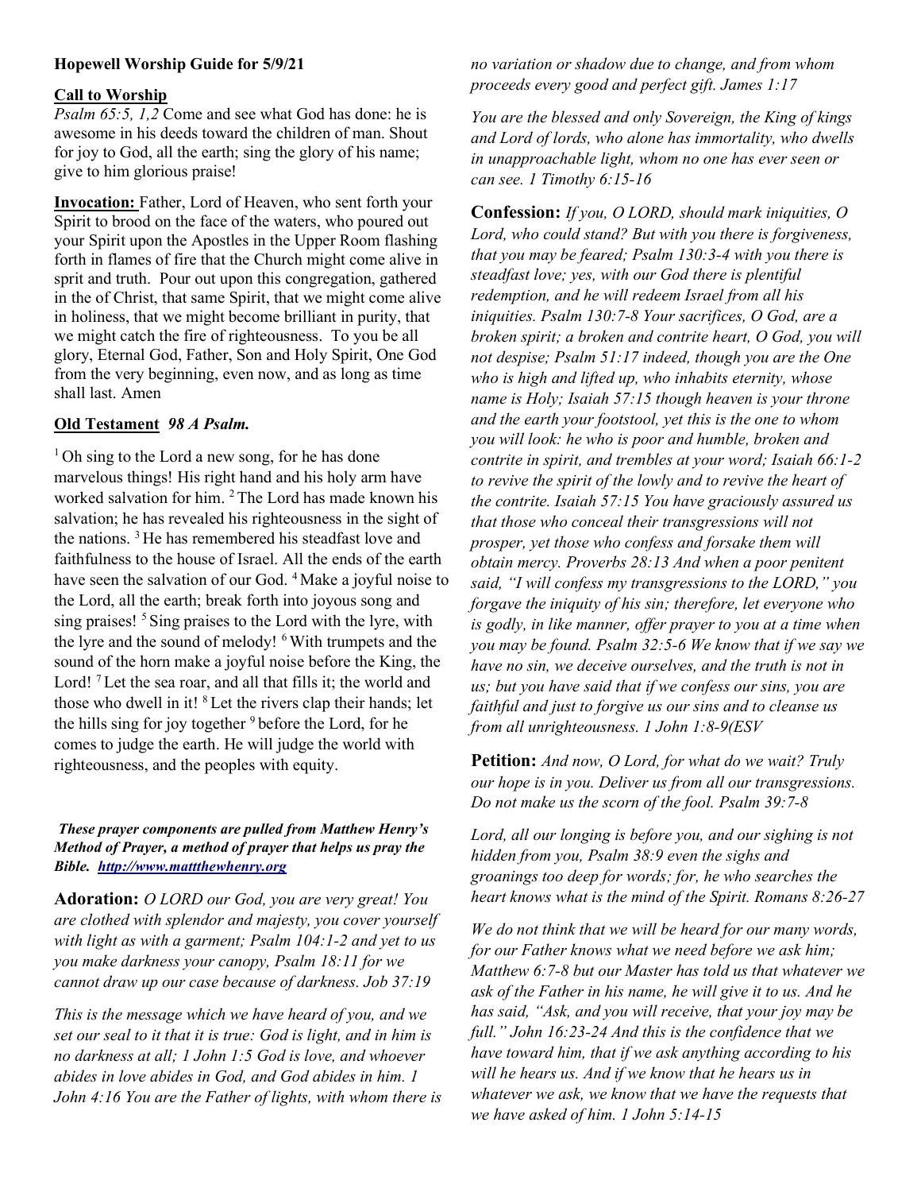**Hopewell Worship Guide for 5/9/21**

**Call to Worship**

*Psalm 65:5, 1,2* Come and see what God has done: he is awesome in his deeds toward the children of man. Shout for joy to God, all the earth; sing the glory of his name; give to him glorious praise!

**Invocation:** Father, Lord of Heaven, who sent forth your Spirit to brood on the face of the waters, who poured out your Spirit upon the Apostles in the Upper Room flashing forth in flames of fire that the Church might come alive in sprit and truth. Pour out upon this congregation, gathered in the of Christ, that same Spirit, that we might come alive in holiness, that we might become brilliant in purity, that we might catch the fire of righteousness. To you be all glory, Eternal God, Father, Son and Holy Spirit, One God from the very beginning, even now, and as long as time shall last. Amen

**Old Testament** ***98 A Psalm.***

[1] Oh sing to the Lord a new song, for he has done marvelous things! His right hand and his holy arm have worked salvation for him. [2] The Lord has made known his salvation; he has revealed his righteousness in the sight of the nations. [3] He has remembered his steadfast love and faithfulness to the house of Israel. All the ends of the earth have seen the salvation of our God. [4] Make a joyful noise to the Lord, all the earth; break forth into joyous song and sing praises! [5] Sing praises to the Lord with the lyre, with the lyre and the sound of melody! [6] With trumpets and the sound of the horn make a joyful noise before the King, the Lord! [7] Let the sea roar, and all that fills it; the world and those who dwell in it! [8] Let the rivers clap their hands; let the hills sing for joy together [9] before the Lord, for he comes to judge the earth. He will judge the world with righteousness, and the peoples with equity.

***These prayer components are pulled from Matthew Henry's Method of Prayer, a method of prayer that helps us pray the Bible. http://www.mattthewhenry.org***

**Adoration:** *O LORD our God, you are very great! You are clothed with splendor and majesty, you cover yourself with light as with a garment; Psalm 104:1-2 and yet to us you make darkness your canopy, Psalm 18:11 for we cannot draw up our case because of darkness. Job 37:19*

*This is the message which we have heard of you, and we set our seal to it that it is true: God is light, and in him is no darkness at all; 1 John 1:5 God is love, and whoever abides in love abides in God, and God abides in him. 1 John 4:16 You are the Father of lights, with whom there is no variation or shadow due to change, and from whom proceeds every good and perfect gift. James 1:17*

*You are the blessed and only Sovereign, the King of kings and Lord of lords, who alone has immortality, who dwells in unapproachable light, whom no one has ever seen or can see. 1 Timothy 6:15-16*

**Confession:** *If you, O LORD, should mark iniquities, O Lord, who could stand? But with you there is forgiveness, that you may be feared; Psalm 130:3-4 with you there is steadfast love; yes, with our God there is plentiful redemption, and he will redeem Israel from all his iniquities. Psalm 130:7-8 Your sacrifices, O God, are a broken spirit; a broken and contrite heart, O God, you will not despise; Psalm 51:17 indeed, though you are the One who is high and lifted up, who inhabits eternity, whose name is Holy; Isaiah 57:15 though heaven is your throne and the earth your footstool, yet this is the one to whom you will look: he who is poor and humble, broken and contrite in spirit, and trembles at your word; Isaiah 66:1-2 to revive the spirit of the lowly and to revive the heart of the contrite. Isaiah 57:15 You have graciously assured us that those who conceal their transgressions will not prosper, yet those who confess and forsake them will obtain mercy. Proverbs 28:13 And when a poor penitent said, "I will confess my transgressions to the LORD," you forgave the iniquity of his sin; therefore, let everyone who is godly, in like manner, offer prayer to you at a time when you may be found. Psalm 32:5-6 We know that if we say we have no sin, we deceive ourselves, and the truth is not in us; but you have said that if we confess our sins, you are faithful and just to forgive us our sins and to cleanse us from all unrighteousness. 1 John 1:8-9(ESV*

**Petition:** *And now, O Lord, for what do we wait? Truly our hope is in you. Deliver us from all our transgressions. Do not make us the scorn of the fool. Psalm 39:7-8*

*Lord, all our longing is before you, and our sighing is not hidden from you, Psalm 38:9 even the sighs and groanings too deep for words; for, he who searches the heart knows what is the mind of the Spirit. Romans 8:26-27*

*We do not think that we will be heard for our many words, for our Father knows what we need before we ask him; Matthew 6:7-8 but our Master has told us that whatever we ask of the Father in his name, he will give it to us. And he has said, "Ask, and you will receive, that your joy may be full." John 16:23-24 And this is the confidence that we have toward him, that if we ask anything according to his will he hears us. And if we know that he hears us in whatever we ask, we know that we have the requests that we have asked of him. 1 John 5:14-15*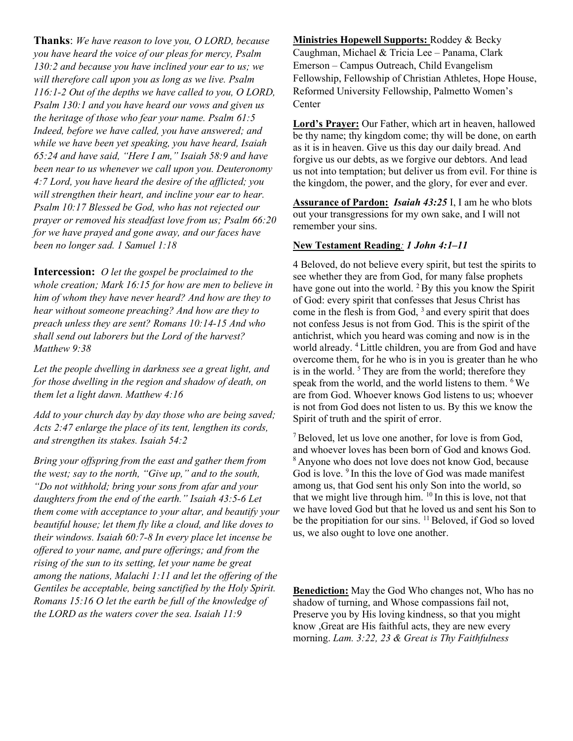**Thanks**: *We have reason to love you, O LORD, because you have heard the voice of our pleas for mercy, Psalm 130:2 and because you have inclined your ear to us; we will therefore call upon you as long as we live. Psalm 116:1-2 Out of the depths we have called to you, O LORD, Psalm 130:1 and you have heard our vows and given us the heritage of those who fear your name. Psalm 61:5 Indeed, before we have called, you have answered; and while we have been yet speaking, you have heard, Isaiah 65:24 and have said, "Here I am," Isaiah 58:9 and have been near to us whenever we call upon you. Deuteronomy 4:7 Lord, you have heard the desire of the afflicted; you will strengthen their heart, and incline your ear to hear. Psalm 10:17 Blessed be God, who has not rejected our prayer or removed his steadfast love from us; Psalm 66:20 for we have prayed and gone away, and our faces have been no longer sad. 1 Samuel 1:18*

**Intercession:** *O let the gospel be proclaimed to the whole creation; Mark 16:15 for how are men to believe in him of whom they have never heard? And how are they to hear without someone preaching? And how are they to preach unless they are sent? Romans 10:14-15 And who shall send out laborers but the Lord of the harvest? Matthew 9:38*

*Let the people dwelling in darkness see a great light, and for those dwelling in the region and shadow of death, on them let a light dawn. Matthew 4:16*

*Add to your church day by day those who are being saved; Acts 2:47 enlarge the place of its tent, lengthen its cords, and strengthen its stakes. Isaiah 54:2*

*Bring your offspring from the east and gather them from the west; say to the north, "Give up," and to the south, "Do not withhold; bring your sons from afar and your daughters from the end of the earth." Isaiah 43:5-6 Let them come with acceptance to your altar, and beautify your beautiful house; let them fly like a cloud, and like doves to their windows. Isaiah 60:7-8 In every place let incense be offered to your name, and pure offerings; and from the rising of the sun to its setting, let your name be great among the nations, Malachi 1:11 and let the offering of the Gentiles be acceptable, being sanctified by the Holy Spirit. Romans 15:16 O let the earth be full of the knowledge of the LORD as the waters cover the sea. Isaiah 11:9*

**Ministries Hopewell Supports:** Roddey & Becky Caughman, Michael & Tricia Lee – Panama, Clark Emerson – Campus Outreach, Child Evangelism Fellowship, Fellowship of Christian Athletes, Hope House, Reformed University Fellowship, Palmetto Women's Center

**Lord's Prayer:** Our Father, which art in heaven, hallowed be thy name; thy kingdom come; thy will be done, on earth as it is in heaven. Give us this day our daily bread. And forgive us our debts, as we forgive our debtors. And lead us not into temptation; but deliver us from evil. For thine is the kingdom, the power, and the glory, for ever and ever.

**Assurance of Pardon:** ***Isaiah 43:25*** I, I am he who blots out your transgressions for my own sake, and I will not remember your sins.

**New Testament Reading*: 1 John 4:1–11***

4 Beloved, do not believe every spirit, but test the spirits to see whether they are from God, for many false prophets have gone out into the world. [2] By this you know the Spirit of God: every spirit that confesses that Jesus Christ has come in the flesh is from God, [3] and every spirit that does not confess Jesus is not from God. This is the spirit of the antichrist, which you heard was coming and now is in the world already. [4] Little children, you are from God and have overcome them, for he who is in you is greater than he who is in the world. [5] They are from the world; therefore they speak from the world, and the world listens to them. [6] We are from God. Whoever knows God listens to us; whoever is not from God does not listen to us. By this we know the Spirit of truth and the spirit of error.

[7] Beloved, let us love one another, for love is from God, and whoever loves has been born of God and knows God. [8] Anyone who does not love does not know God, because God is love. [9] In this the love of God was made manifest among us, that God sent his only Son into the world, so that we might live through him. [10] In this is love, not that we have loved God but that he loved us and sent his Son to be the propitiation for our sins. [11] Beloved, if God so loved us, we also ought to love one another.

**Benediction:** May the God Who changes not, Who has no shadow of turning, and Whose compassions fail not, Preserve you by His loving kindness, so that you might know ,Great are His faithful acts, they are new every morning. *Lam. 3:22, 23 & Great is Thy Faithfulness*